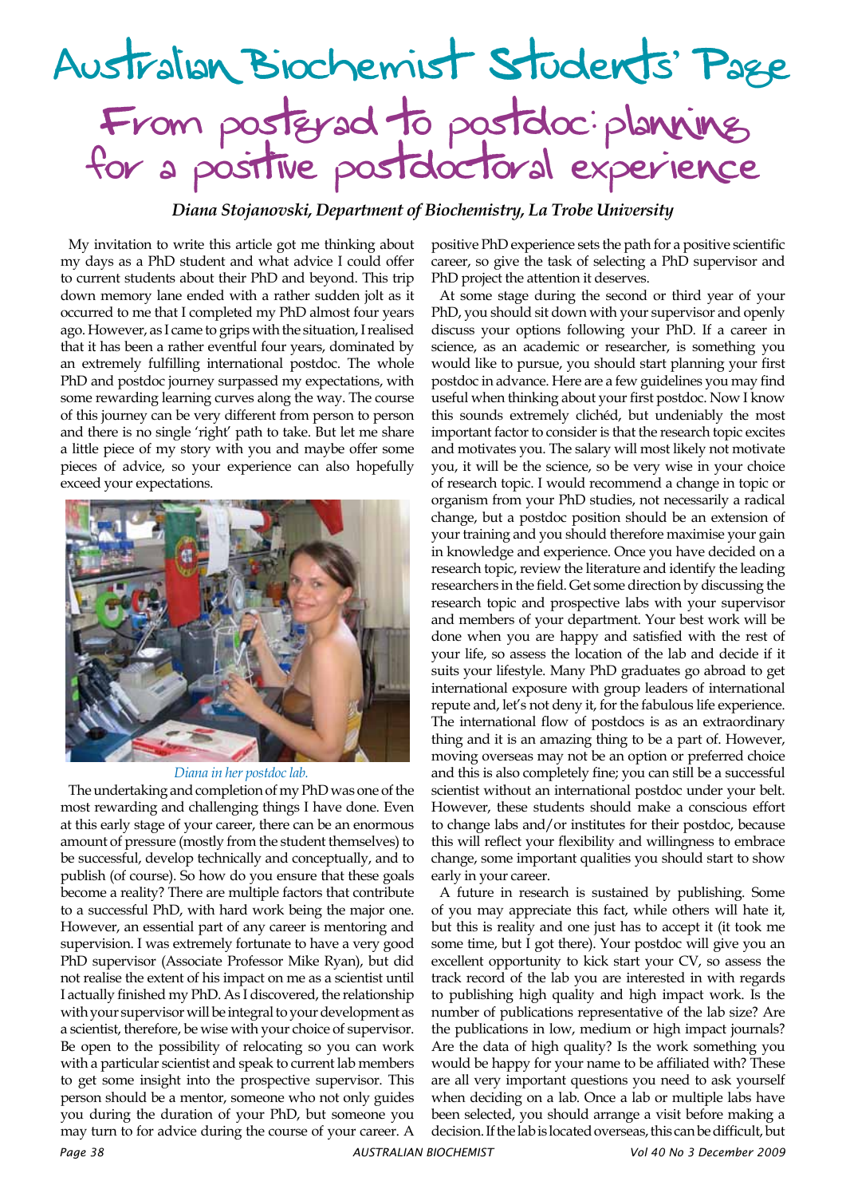# Australian Biochemist Students' Page

## From postgrad to postdoc: planning for a positive postdoctoral experience

***Diana Stojanovski, Department of Biochemistry, La Trobe University***

My invitation to write this article got me thinking about my days as a PhD student and what advice I could offer to current students about their PhD and beyond. This trip down memory lane ended with a rather sudden jolt as it occurred to me that I completed my PhD almost four years ago. However, as I came to grips with the situation, I realised that it has been a rather eventful four years, dominated by an extremely fulfilling international postdoc. The whole PhD and postdoc journey surpassed my expectations, with some rewarding learning curves along the way. The course of this journey can be very different from person to person and there is no single 'right' path to take. But let me share a little piece of my story with you and maybe offer some pieces of advice, so your experience can also hopefully exceed your expectations.

*Diana in her postdoc lab.*

The undertaking and completion of my PhD was one of the most rewarding and challenging things I have done. Even at this early stage of your career, there can be an enormous amount of pressure (mostly from the student themselves) to be successful, develop technically and conceptually, and to publish (of course). So how do you ensure that these goals become a reality? There are multiple factors that contribute to a successful PhD, with hard work being the major one. However, an essential part of any career is mentoring and supervision. I was extremely fortunate to have a very good PhD supervisor (Associate Professor Mike Ryan), but did not realise the extent of his impact on me as a scientist until I actually finished my PhD. As I discovered, the relationship with your supervisor will be integral to your development as a scientist, therefore, be wise with your choice of supervisor. Be open to the possibility of relocating so you can work with a particular scientist and speak to current lab members to get some insight into the prospective supervisor. This person should be a mentor, someone who not only guides you during the duration of your PhD, but someone you may turn to for advice during the course of your career. A positive PhD experience sets the path for a positive scientific career, so give the task of selecting a PhD supervisor and PhD project the attention it deserves.

At some stage during the second or third year of your PhD, you should sit down with your supervisor and openly discuss your options following your PhD. If a career in science, as an academic or researcher, is something you would like to pursue, you should start planning your first postdoc in advance. Here are a few guidelines you may find useful when thinking about your first postdoc. Now I know this sounds extremely clichéd, but undeniably the most important factor to consider is that the research topic excites and motivates you. The salary will most likely not motivate you, it will be the science, so be very wise in your choice of research topic. I would recommend a change in topic or organism from your PhD studies, not necessarily a radical change, but a postdoc position should be an extension of your training and you should therefore maximise your gain in knowledge and experience. Once you have decided on a research topic, review the literature and identify the leading researchers in the field. Get some direction by discussing the research topic and prospective labs with your supervisor and members of your department. Your best work will be done when you are happy and satisfied with the rest of your life, so assess the location of the lab and decide if it suits your lifestyle. Many PhD graduates go abroad to get international exposure with group leaders of international repute and, let's not deny it, for the fabulous life experience. The international flow of postdocs is as an extraordinary thing and it is an amazing thing to be a part of. However, moving overseas may not be an option or preferred choice and this is also completely fine; you can still be a successful scientist without an international postdoc under your belt. However, these students should make a conscious effort to change labs and/or institutes for their postdoc, because this will reflect your flexibility and willingness to embrace change, some important qualities you should start to show early in your career.

A future in research is sustained by publishing. Some of you may appreciate this fact, while others will hate it, but this is reality and one just has to accept it (it took me some time, but I got there). Your postdoc will give you an excellent opportunity to kick start your CV, so assess the track record of the lab you are interested in with regards to publishing high quality and high impact work. Is the number of publications representative of the lab size? Are the publications in low, medium or high impact journals? Are the data of high quality? Is the work something you would be happy for your name to be affiliated with? These are all very important questions you need to ask yourself when deciding on a lab. Once a lab or multiple labs have been selected, you should arrange a visit before making a decision. If the lab is located overseas, this can be difficult, but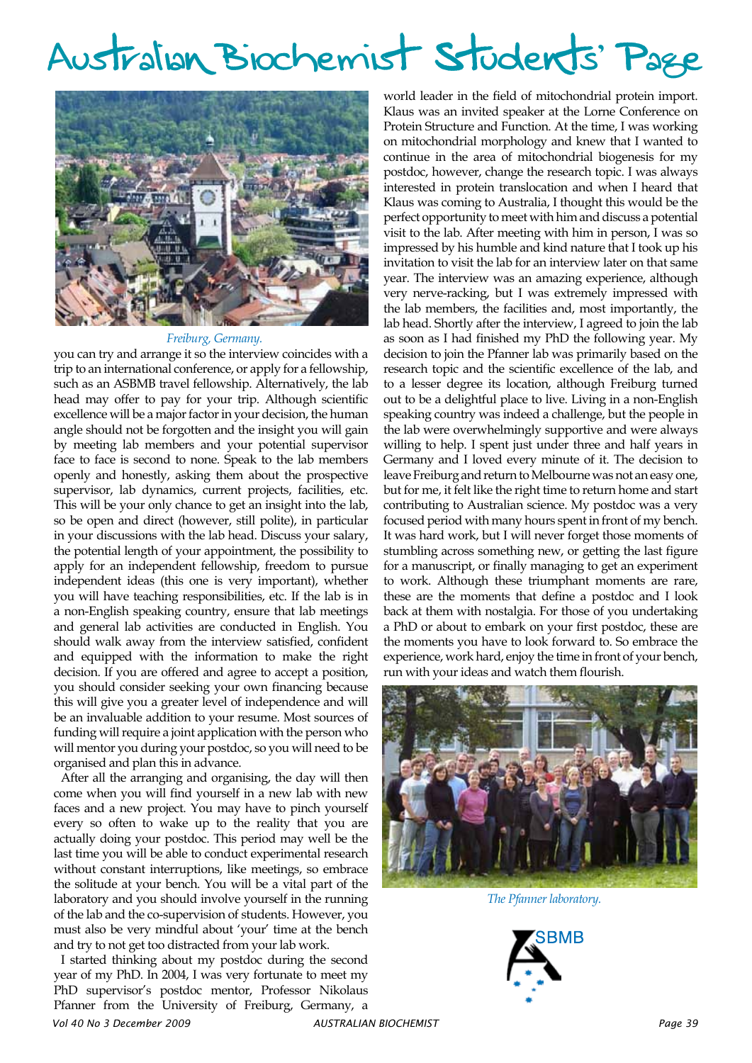# Australian Biochemist Students' Page

*Freiburg, Germany.*

you can try and arrange it so the interview coincides with a trip to an international conference, or apply for a fellowship, such as an ASBMB travel fellowship. Alternatively, the lab head may offer to pay for your trip. Although scientific excellence will be a major factor in your decision, the human angle should not be forgotten and the insight you will gain by meeting lab members and your potential supervisor face to face is second to none. Speak to the lab members openly and honestly, asking them about the prospective supervisor, lab dynamics, current projects, facilities, etc. This will be your only chance to get an insight into the lab, so be open and direct (however, still polite), in particular in your discussions with the lab head. Discuss your salary, the potential length of your appointment, the possibility to apply for an independent fellowship, freedom to pursue independent ideas (this one is very important), whether you will have teaching responsibilities, etc. If the lab is in a non-English speaking country, ensure that lab meetings and general lab activities are conducted in English. You should walk away from the interview satisfied, confident and equipped with the information to make the right decision. If you are offered and agree to accept a position, you should consider seeking your own financing because this will give you a greater level of independence and will be an invaluable addition to your resume. Most sources of funding will require a joint application with the person who will mentor you during your postdoc, so you will need to be organised and plan this in advance.

After all the arranging and organising, the day will then come when you will find yourself in a new lab with new faces and a new project. You may have to pinch yourself every so often to wake up to the reality that you are actually doing your postdoc. This period may well be the last time you will be able to conduct experimental research without constant interruptions, like meetings, so embrace the solitude at your bench. You will be a vital part of the laboratory and you should involve yourself in the running of the lab and the co-supervision of students. However, you must also be very mindful about 'your' time at the bench and try to not get too distracted from your lab work.

I started thinking about my postdoc during the second year of my PhD. In 2004, I was very fortunate to meet my PhD supervisor's postdoc mentor, Professor Nikolaus Pfanner from the University of Freiburg, Germany, a world leader in the field of mitochondrial protein import. Klaus was an invited speaker at the Lorne Conference on Protein Structure and Function. At the time, I was working on mitochondrial morphology and knew that I wanted to continue in the area of mitochondrial biogenesis for my postdoc, however, change the research topic. I was always interested in protein translocation and when I heard that Klaus was coming to Australia, I thought this would be the perfect opportunity to meet with him and discuss a potential visit to the lab. After meeting with him in person, I was so impressed by his humble and kind nature that I took up his invitation to visit the lab for an interview later on that same year. The interview was an amazing experience, although very nerve-racking, but I was extremely impressed with the lab members, the facilities and, most importantly, the lab head. Shortly after the interview, I agreed to join the lab as soon as I had finished my PhD the following year. My decision to join the Pfanner lab was primarily based on the research topic and the scientific excellence of the lab, and to a lesser degree its location, although Freiburg turned out to be a delightful place to live. Living in a non-English speaking country was indeed a challenge, but the people in the lab were overwhelmingly supportive and were always willing to help. I spent just under three and half years in Germany and I loved every minute of it. The decision to leave Freiburg and return to Melbourne was not an easy one, but for me, it felt like the right time to return home and start contributing to Australian science. My postdoc was a very focused period with many hours spent in front of my bench. It was hard work, but I will never forget those moments of stumbling across something new, or getting the last figure for a manuscript, or finally managing to get an experiment to work. Although these triumphant moments are rare, these are the moments that define a postdoc and I look back at them with nostalgia. For those of you undertaking a PhD or about to embark on your first postdoc, these are the moments you have to look forward to. So embrace the experience, work hard, enjoy the time in front of your bench, run with your ideas and watch them flourish.

*The Pfanner laboratory.*